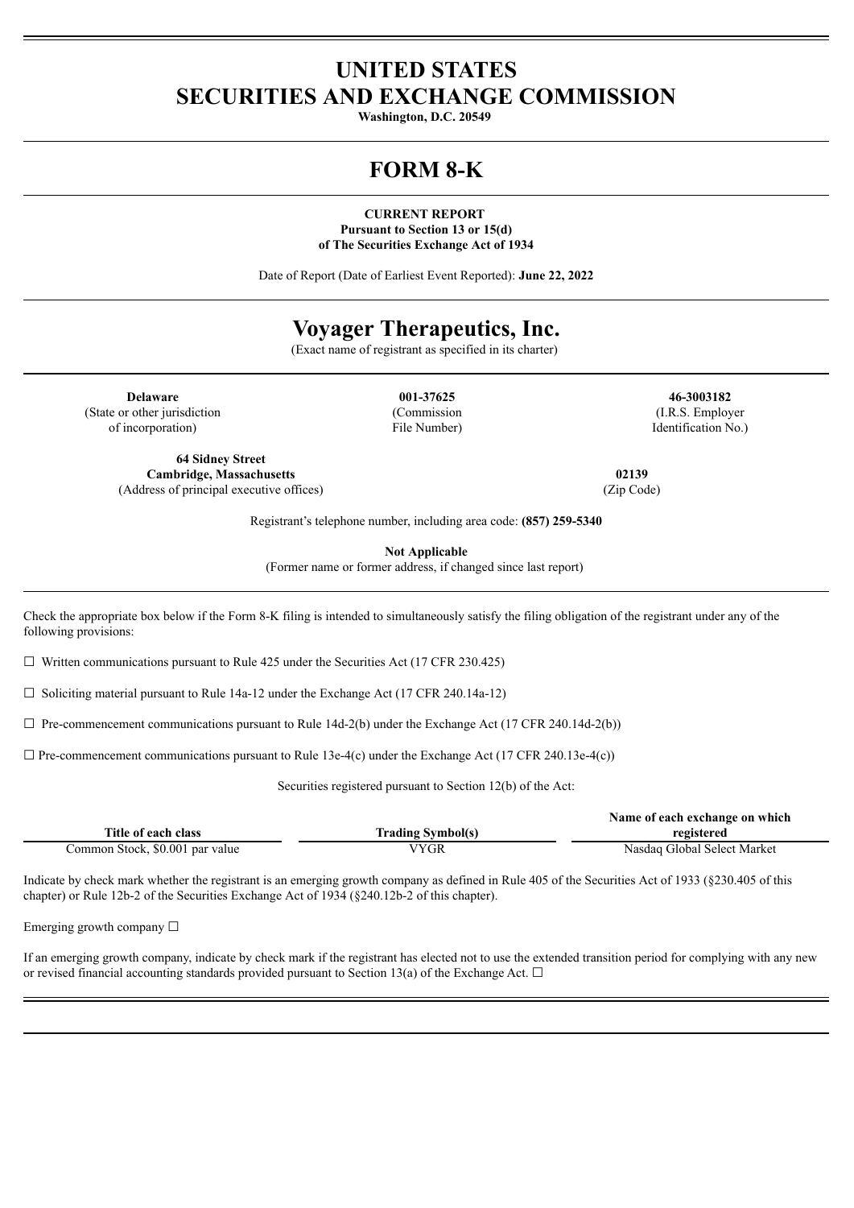# UNITED STATES
# SECURITIES AND EXCHANGE COMMISSION

**Washington, D.C. 20549**

# FORM 8-K

**CURRENT REPORT**
**Pursuant to Section 13 or 15(d)**
**of The Securities Exchange Act of 1934**

Date of Report (Date of Earliest Event Reported): **June 22, 2022**

# Voyager Therapeutics, Inc.

(Exact name of registrant as specified in its charter)

| **Delaware** | **001-37625** | **46-3003182** |
|---|---|---|
| (State or other jurisdiction of incorporation) | (Commission File Number) | (I.R.S. Employer Identification No.) |

| **64 Sidney Street Cambridge, Massachusetts** | **02139** |
|---|---|
| (Address of principal executive offices) | (Zip Code) |

Registrant's telephone number, including area code: **(857) 259-5340**

**Not Applicable**
(Former name or former address, if changed since last report)

Check the appropriate box below if the Form 8-K filing is intended to simultaneously satisfy the filing obligation of the registrant under any of the following provisions:

☐ Written communications pursuant to Rule 425 under the Securities Act (17 CFR 230.425)

☐ Soliciting material pursuant to Rule 14a-12 under the Exchange Act (17 CFR 240.14a-12)

☐ Pre-commencement communications pursuant to Rule 14d-2(b) under the Exchange Act (17 CFR 240.14d-2(b))

☐ Pre-commencement communications pursuant to Rule 13e-4(c) under the Exchange Act (17 CFR 240.13e-4(c))

Securities registered pursuant to Section 12(b) of the Act:

| Title of each class | Trading Symbol(s) | Name of each exchange on which registered |
|---|---|---|
| Common Stock, $0.001 par value | VYGR | Nasdaq Global Select Market |

Indicate by check mark whether the registrant is an emerging growth company as defined in Rule 405 of the Securities Act of 1933 (§230.405 of this chapter) or Rule 12b-2 of the Securities Exchange Act of 1934 (§240.12b-2 of this chapter).

Emerging growth company ☐

If an emerging growth company, indicate by check mark if the registrant has elected not to use the extended transition period for complying with any new or revised financial accounting standards provided pursuant to Section 13(a) of the Exchange Act. ☐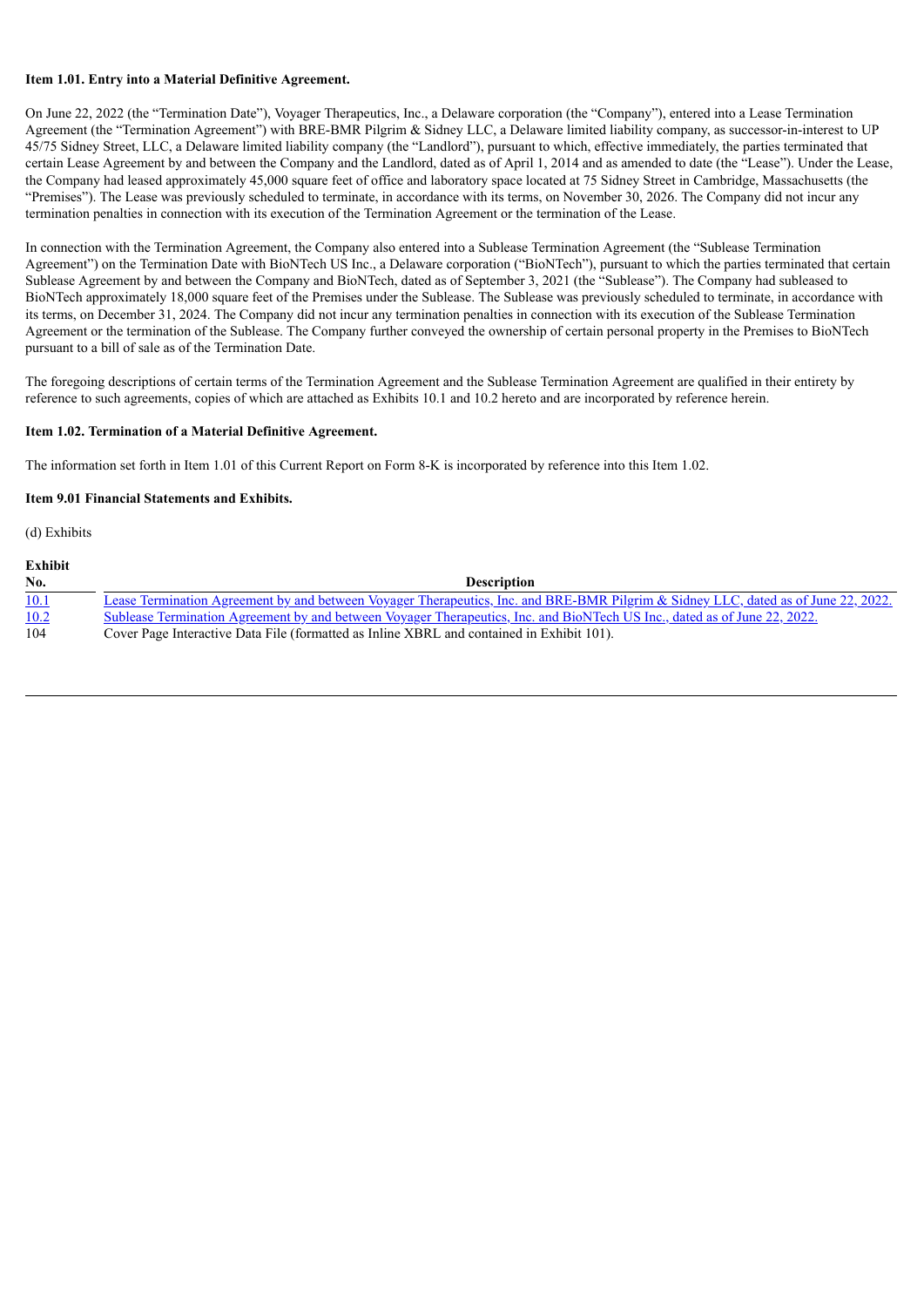**Item 1.01. Entry into a Material Definitive Agreement.**

On June 22, 2022 (the "Termination Date"), Voyager Therapeutics, Inc., a Delaware corporation (the "Company"), entered into a Lease Termination Agreement (the "Termination Agreement") with BRE-BMR Pilgrim & Sidney LLC, a Delaware limited liability company, as successor-in-interest to UP 45/75 Sidney Street, LLC, a Delaware limited liability company (the "Landlord"), pursuant to which, effective immediately, the parties terminated that certain Lease Agreement by and between the Company and the Landlord, dated as of April 1, 2014 and as amended to date (the "Lease"). Under the Lease, the Company had leased approximately 45,000 square feet of office and laboratory space located at 75 Sidney Street in Cambridge, Massachusetts (the "Premises"). The Lease was previously scheduled to terminate, in accordance with its terms, on November 30, 2026. The Company did not incur any termination penalties in connection with its execution of the Termination Agreement or the termination of the Lease.

In connection with the Termination Agreement, the Company also entered into a Sublease Termination Agreement (the "Sublease Termination Agreement") on the Termination Date with BioNTech US Inc., a Delaware corporation ("BioNTech"), pursuant to which the parties terminated that certain Sublease Agreement by and between the Company and BioNTech, dated as of September 3, 2021 (the "Sublease"). The Company had subleased to BioNTech approximately 18,000 square feet of the Premises under the Sublease. The Sublease was previously scheduled to terminate, in accordance with its terms, on December 31, 2024. The Company did not incur any termination penalties in connection with its execution of the Sublease Termination Agreement or the termination of the Sublease. The Company further conveyed the ownership of certain personal property in the Premises to BioNTech pursuant to a bill of sale as of the Termination Date.

The foregoing descriptions of certain terms of the Termination Agreement and the Sublease Termination Agreement are qualified in their entirety by reference to such agreements, copies of which are attached as Exhibits 10.1 and 10.2 hereto and are incorporated by reference herein.

**Item 1.02. Termination of a Material Definitive Agreement.**

The information set forth in Item 1.01 of this Current Report on Form 8-K is incorporated by reference into this Item 1.02.

**Item 9.01 Financial Statements and Exhibits.**

(d) Exhibits

| Exhibit No. | Description |
|---|---|
| 10.1 | Lease Termination Agreement by and between Voyager Therapeutics, Inc. and BRE-BMR Pilgrim & Sidney LLC, dated as of June 22, 2022. |
| 10.2 | Sublease Termination Agreement by and between Voyager Therapeutics, Inc. and BioNTech US Inc., dated as of June 22, 2022. |
| 104 | Cover Page Interactive Data File (formatted as Inline XBRL and contained in Exhibit 101). |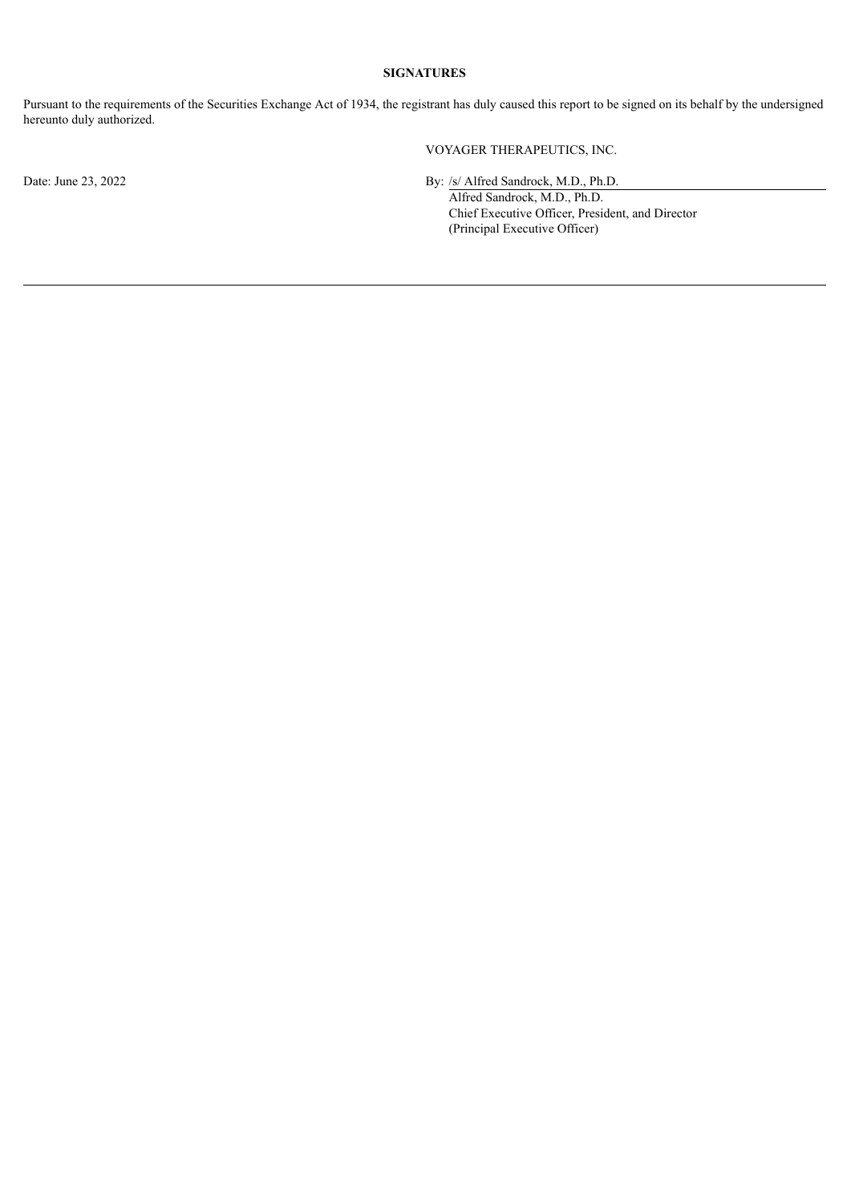**SIGNATURES**

Pursuant to the requirements of the Securities Exchange Act of 1934, the registrant has duly caused this report to be signed on its behalf by the undersigned hereunto duly authorized.

VOYAGER THERAPEUTICS, INC.

Date: June 23, 2022

By: /s/ Alfred Sandrock, M.D., Ph.D.
Alfred Sandrock, M.D., Ph.D.
Chief Executive Officer, President, and Director
(Principal Executive Officer)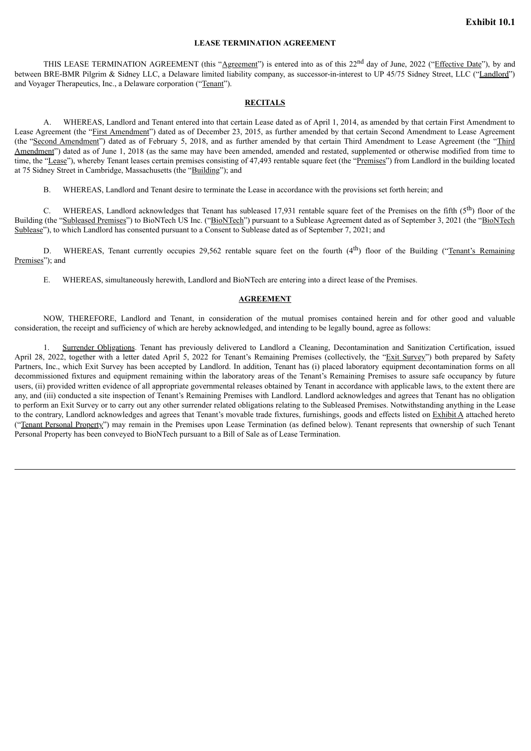**Exhibit 10.1**

**LEASE TERMINATION AGREEMENT**

THIS LEASE TERMINATION AGREEMENT (this "Agreement") is entered into as of this 22nd day of June, 2022 ("Effective Date"), by and between BRE-BMR Pilgrim & Sidney LLC, a Delaware limited liability company, as successor-in-interest to UP 45/75 Sidney Street, LLC ("Landlord") and Voyager Therapeutics, Inc., a Delaware corporation ("Tenant").

**RECITALS**

A. WHEREAS, Landlord and Tenant entered into that certain Lease dated as of April 1, 2014, as amended by that certain First Amendment to Lease Agreement (the "First Amendment") dated as of December 23, 2015, as further amended by that certain Second Amendment to Lease Agreement (the "Second Amendment") dated as of February 5, 2018, and as further amended by that certain Third Amendment to Lease Agreement (the "Third Amendment") dated as of June 1, 2018 (as the same may have been amended, amended and restated, supplemented or otherwise modified from time to time, the "Lease"), whereby Tenant leases certain premises consisting of 47,493 rentable square feet (the "Premises") from Landlord in the building located at 75 Sidney Street in Cambridge, Massachusetts (the "Building"); and

B. WHEREAS, Landlord and Tenant desire to terminate the Lease in accordance with the provisions set forth herein; and

C. WHEREAS, Landlord acknowledges that Tenant has subleased 17,931 rentable square feet of the Premises on the fifth (5th) floor of the Building (the "Subleased Premises") to BioNTech US Inc. ("BioNTech") pursuant to a Sublease Agreement dated as of September 3, 2021 (the "BioNTech Sublease"), to which Landlord has consented pursuant to a Consent to Sublease dated as of September 7, 2021; and

D. WHEREAS, Tenant currently occupies 29,562 rentable square feet on the fourth (4th) floor of the Building ("Tenant's Remaining Premises"); and

E. WHEREAS, simultaneously herewith, Landlord and BioNTech are entering into a direct lease of the Premises.

**AGREEMENT**

NOW, THEREFORE, Landlord and Tenant, in consideration of the mutual promises contained herein and for other good and valuable consideration, the receipt and sufficiency of which are hereby acknowledged, and intending to be legally bound, agree as follows:

1. Surrender Obligations. Tenant has previously delivered to Landlord a Cleaning, Decontamination and Sanitization Certification, issued April 28, 2022, together with a letter dated April 5, 2022 for Tenant's Remaining Premises (collectively, the "Exit Survey") both prepared by Safety Partners, Inc., which Exit Survey has been accepted by Landlord. In addition, Tenant has (i) placed laboratory equipment decontamination forms on all decommissioned fixtures and equipment remaining within the laboratory areas of the Tenant's Remaining Premises to assure safe occupancy by future users, (ii) provided written evidence of all appropriate governmental releases obtained by Tenant in accordance with applicable laws, to the extent there are any, and (iii) conducted a site inspection of Tenant's Remaining Premises with Landlord. Landlord acknowledges and agrees that Tenant has no obligation to perform an Exit Survey or to carry out any other surrender related obligations relating to the Subleased Premises. Notwithstanding anything in the Lease to the contrary, Landlord acknowledges and agrees that Tenant's movable trade fixtures, furnishings, goods and effects listed on Exhibit A attached hereto ("Tenant Personal Property") may remain in the Premises upon Lease Termination (as defined below). Tenant represents that ownership of such Tenant Personal Property has been conveyed to BioNTech pursuant to a Bill of Sale as of Lease Termination.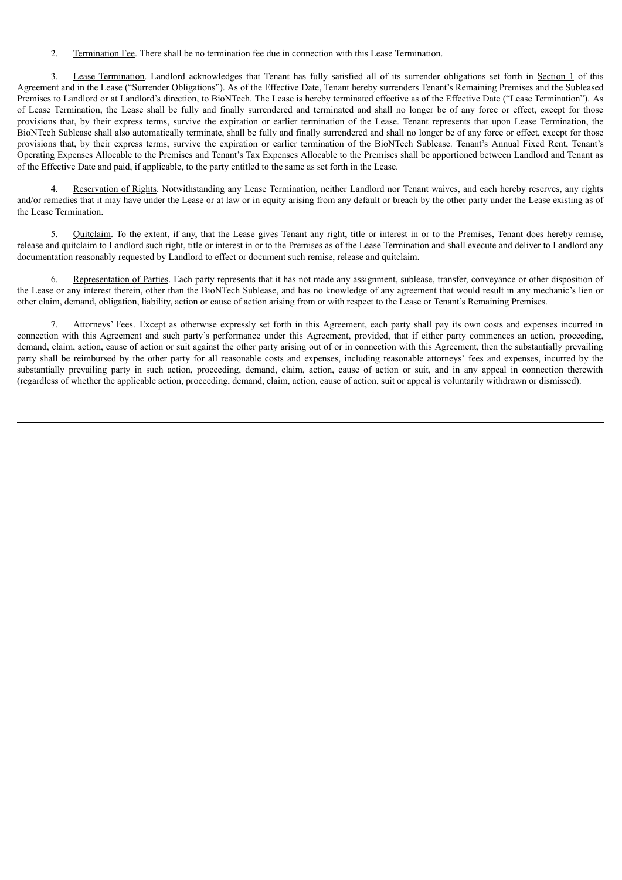2. Termination Fee. There shall be no termination fee due in connection with this Lease Termination.

3. Lease Termination. Landlord acknowledges that Tenant has fully satisfied all of its surrender obligations set forth in Section 1 of this Agreement and in the Lease ("Surrender Obligations"). As of the Effective Date, Tenant hereby surrenders Tenant's Remaining Premises and the Subleased Premises to Landlord or at Landlord's direction, to BioNTech. The Lease is hereby terminated effective as of the Effective Date ("Lease Termination"). As of Lease Termination, the Lease shall be fully and finally surrendered and terminated and shall no longer be of any force or effect, except for those provisions that, by their express terms, survive the expiration or earlier termination of the Lease. Tenant represents that upon Lease Termination, the BioNTech Sublease shall also automatically terminate, shall be fully and finally surrendered and shall no longer be of any force or effect, except for those provisions that, by their express terms, survive the expiration or earlier termination of the BioNTech Sublease. Tenant's Annual Fixed Rent, Tenant's Operating Expenses Allocable to the Premises and Tenant's Tax Expenses Allocable to the Premises shall be apportioned between Landlord and Tenant as of the Effective Date and paid, if applicable, to the party entitled to the same as set forth in the Lease.

4. Reservation of Rights. Notwithstanding any Lease Termination, neither Landlord nor Tenant waives, and each hereby reserves, any rights and/or remedies that it may have under the Lease or at law or in equity arising from any default or breach by the other party under the Lease existing as of the Lease Termination.

5. Quitclaim. To the extent, if any, that the Lease gives Tenant any right, title or interest in or to the Premises, Tenant does hereby remise, release and quitclaim to Landlord such right, title or interest in or to the Premises as of the Lease Termination and shall execute and deliver to Landlord any documentation reasonably requested by Landlord to effect or document such remise, release and quitclaim.

6. Representation of Parties. Each party represents that it has not made any assignment, sublease, transfer, conveyance or other disposition of the Lease or any interest therein, other than the BioNTech Sublease, and has no knowledge of any agreement that would result in any mechanic's lien or other claim, demand, obligation, liability, action or cause of action arising from or with respect to the Lease or Tenant's Remaining Premises.

7. Attorneys' Fees. Except as otherwise expressly set forth in this Agreement, each party shall pay its own costs and expenses incurred in connection with this Agreement and such party's performance under this Agreement, provided, that if either party commences an action, proceeding, demand, claim, action, cause of action or suit against the other party arising out of or in connection with this Agreement, then the substantially prevailing party shall be reimbursed by the other party for all reasonable costs and expenses, including reasonable attorneys' fees and expenses, incurred by the substantially prevailing party in such action, proceeding, demand, claim, action, cause of action or suit, and in any appeal in connection therewith (regardless of whether the applicable action, proceeding, demand, claim, action, cause of action, suit or appeal is voluntarily withdrawn or dismissed).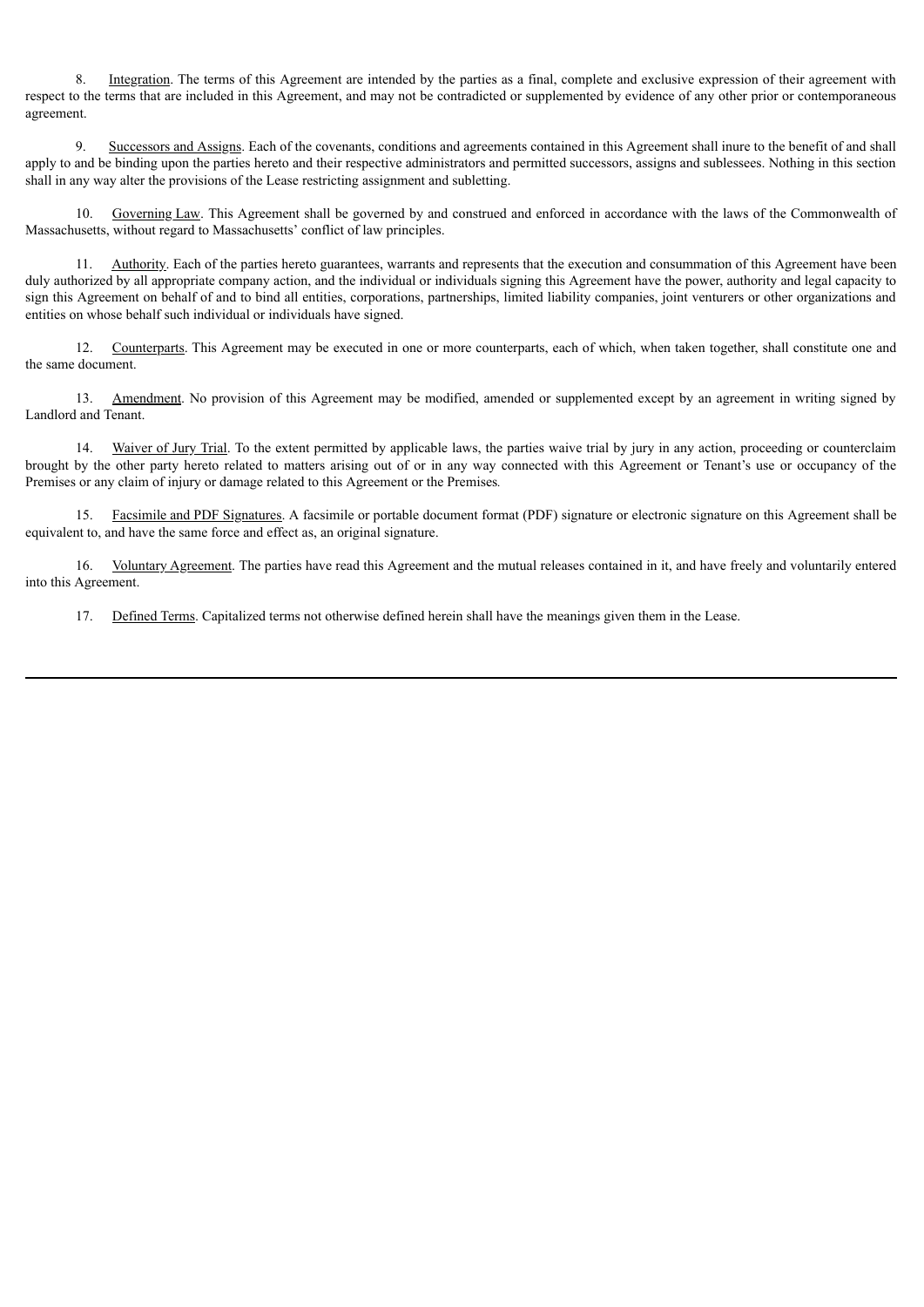8. Integration. The terms of this Agreement are intended by the parties as a final, complete and exclusive expression of their agreement with respect to the terms that are included in this Agreement, and may not be contradicted or supplemented by evidence of any other prior or contemporaneous agreement.

9. Successors and Assigns. Each of the covenants, conditions and agreements contained in this Agreement shall inure to the benefit of and shall apply to and be binding upon the parties hereto and their respective administrators and permitted successors, assigns and sublessees. Nothing in this section shall in any way alter the provisions of the Lease restricting assignment and subletting.

10. Governing Law. This Agreement shall be governed by and construed and enforced in accordance with the laws of the Commonwealth of Massachusetts, without regard to Massachusetts' conflict of law principles.

11. Authority. Each of the parties hereto guarantees, warrants and represents that the execution and consummation of this Agreement have been duly authorized by all appropriate company action, and the individual or individuals signing this Agreement have the power, authority and legal capacity to sign this Agreement on behalf of and to bind all entities, corporations, partnerships, limited liability companies, joint venturers or other organizations and entities on whose behalf such individual or individuals have signed.

12. Counterparts. This Agreement may be executed in one or more counterparts, each of which, when taken together, shall constitute one and the same document.

13. Amendment. No provision of this Agreement may be modified, amended or supplemented except by an agreement in writing signed by Landlord and Tenant.

14. Waiver of Jury Trial. To the extent permitted by applicable laws, the parties waive trial by jury in any action, proceeding or counterclaim brought by the other party hereto related to matters arising out of or in any way connected with this Agreement or Tenant's use or occupancy of the Premises or any claim of injury or damage related to this Agreement or the Premises.

15. Facsimile and PDF Signatures. A facsimile or portable document format (PDF) signature or electronic signature on this Agreement shall be equivalent to, and have the same force and effect as, an original signature.

16. Voluntary Agreement. The parties have read this Agreement and the mutual releases contained in it, and have freely and voluntarily entered into this Agreement.

17. Defined Terms. Capitalized terms not otherwise defined herein shall have the meanings given them in the Lease.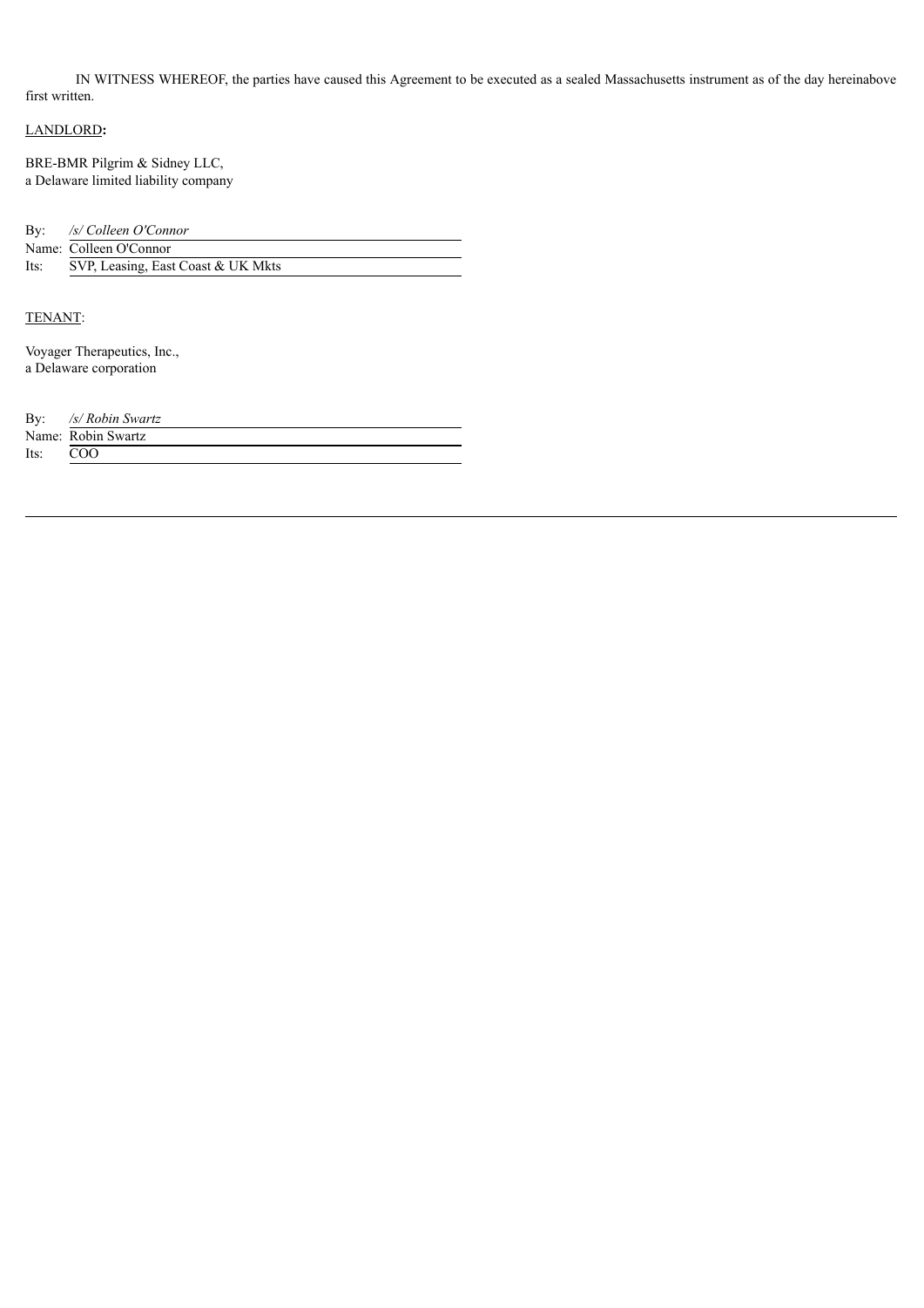IN WITNESS WHEREOF, the parties have caused this Agreement to be executed as a sealed Massachusetts instrument as of the day hereinabove first written.

LANDLORD**:**

BRE-BMR Pilgrim & Sidney LLC,
a Delaware limited liability company

By: */s/ Colleen O'Connor*
Name: Colleen O'Connor
Its: SVP, Leasing, East Coast & UK Mkts

TENANT:

Voyager Therapeutics, Inc.,
a Delaware corporation

By: */s/ Robin Swartz*
Name: Robin Swartz
Its: COO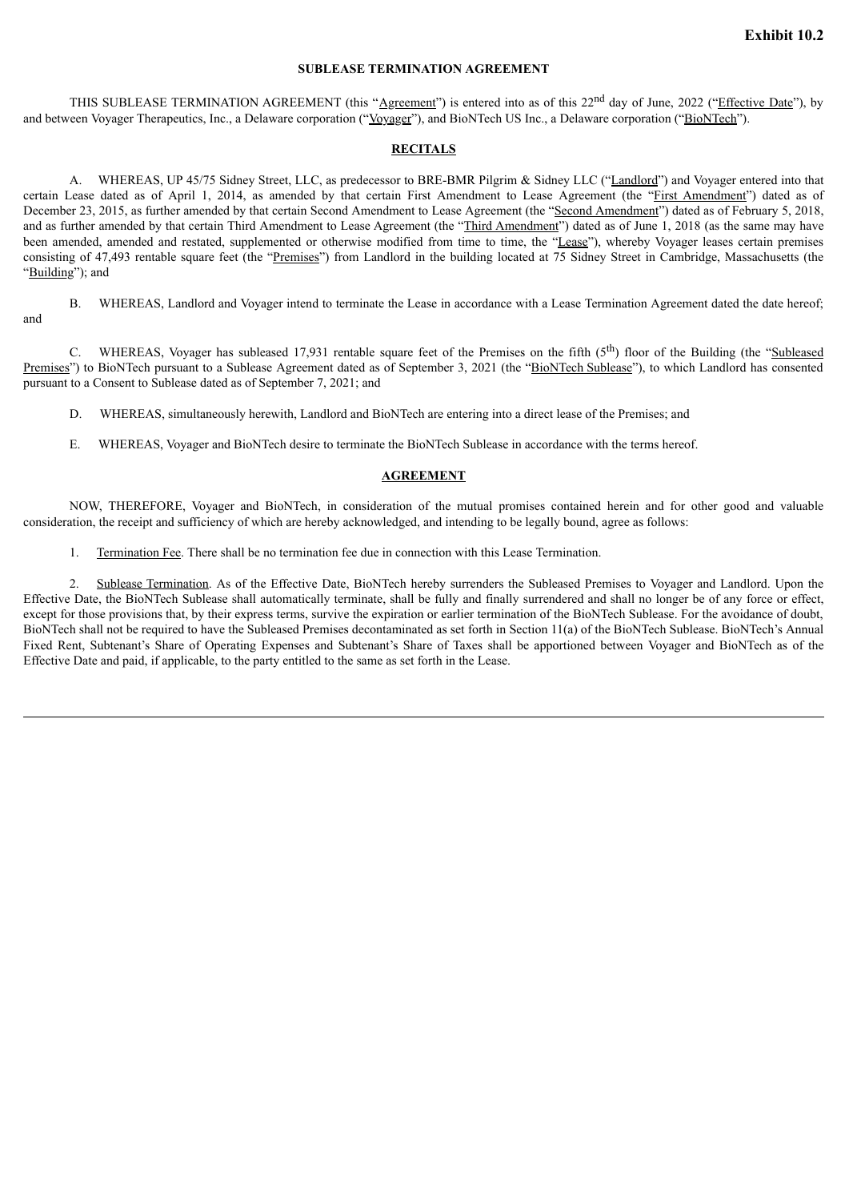**Exhibit 10.2**

# SUBLEASE TERMINATION AGREEMENT

THIS SUBLEASE TERMINATION AGREEMENT (this "Agreement") is entered into as of this 22nd day of June, 2022 ("Effective Date"), by and between Voyager Therapeutics, Inc., a Delaware corporation ("Voyager"), and BioNTech US Inc., a Delaware corporation ("BioNTech").

## RECITALS

A. WHEREAS, UP 45/75 Sidney Street, LLC, as predecessor to BRE-BMR Pilgrim & Sidney LLC ("Landlord") and Voyager entered into that certain Lease dated as of April 1, 2014, as amended by that certain First Amendment to Lease Agreement (the "First Amendment") dated as of December 23, 2015, as further amended by that certain Second Amendment to Lease Agreement (the "Second Amendment") dated as of February 5, 2018, and as further amended by that certain Third Amendment to Lease Agreement (the "Third Amendment") dated as of June 1, 2018 (as the same may have been amended, amended and restated, supplemented or otherwise modified from time to time, the "Lease"), whereby Voyager leases certain premises consisting of 47,493 rentable square feet (the "Premises") from Landlord in the building located at 75 Sidney Street in Cambridge, Massachusetts (the "Building"); and

B. WHEREAS, Landlord and Voyager intend to terminate the Lease in accordance with a Lease Termination Agreement dated the date hereof; and

C. WHEREAS, Voyager has subleased 17,931 rentable square feet of the Premises on the fifth (5th) floor of the Building (the "Subleased Premises") to BioNTech pursuant to a Sublease Agreement dated as of September 3, 2021 (the "BioNTech Sublease"), to which Landlord has consented pursuant to a Consent to Sublease dated as of September 7, 2021; and

D. WHEREAS, simultaneously herewith, Landlord and BioNTech are entering into a direct lease of the Premises; and

E. WHEREAS, Voyager and BioNTech desire to terminate the BioNTech Sublease in accordance with the terms hereof.

## AGREEMENT

NOW, THEREFORE, Voyager and BioNTech, in consideration of the mutual promises contained herein and for other good and valuable consideration, the receipt and sufficiency of which are hereby acknowledged, and intending to be legally bound, agree as follows:

1. Termination Fee. There shall be no termination fee due in connection with this Lease Termination.

2. Sublease Termination. As of the Effective Date, BioNTech hereby surrenders the Subleased Premises to Voyager and Landlord. Upon the Effective Date, the BioNTech Sublease shall automatically terminate, shall be fully and finally surrendered and shall no longer be of any force or effect, except for those provisions that, by their express terms, survive the expiration or earlier termination of the BioNTech Sublease. For the avoidance of doubt, BioNTech shall not be required to have the Subleased Premises decontaminated as set forth in Section 11(a) of the BioNTech Sublease. BioNTech's Annual Fixed Rent, Subtenant's Share of Operating Expenses and Subtenant's Share of Taxes shall be apportioned between Voyager and BioNTech as of the Effective Date and paid, if applicable, to the party entitled to the same as set forth in the Lease.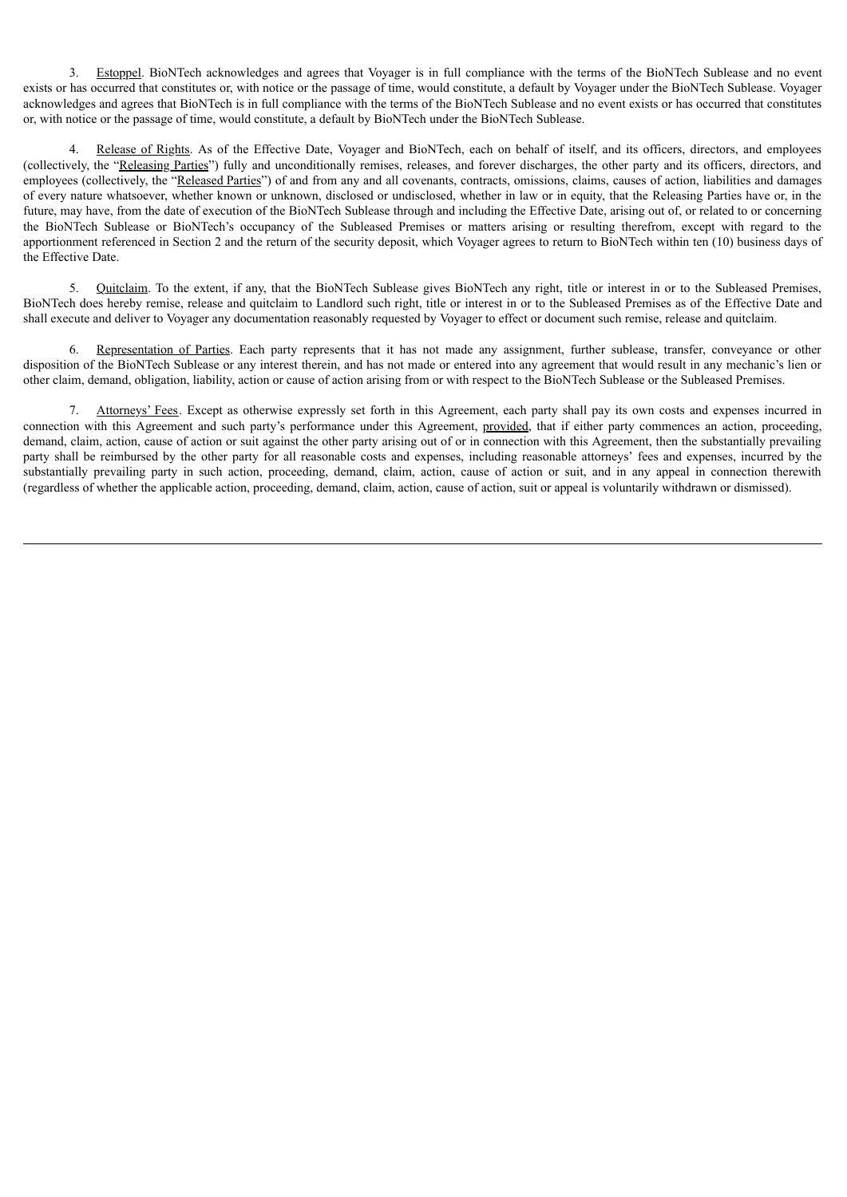3. Estoppel. BioNTech acknowledges and agrees that Voyager is in full compliance with the terms of the BioNTech Sublease and no event exists or has occurred that constitutes or, with notice or the passage of time, would constitute, a default by Voyager under the BioNTech Sublease. Voyager acknowledges and agrees that BioNTech is in full compliance with the terms of the BioNTech Sublease and no event exists or has occurred that constitutes or, with notice or the passage of time, would constitute, a default by BioNTech under the BioNTech Sublease.

4. Release of Rights. As of the Effective Date, Voyager and BioNTech, each on behalf of itself, and its officers, directors, and employees (collectively, the "Releasing Parties") fully and unconditionally remises, releases, and forever discharges, the other party and its officers, directors, and employees (collectively, the "Released Parties") of and from any and all covenants, contracts, omissions, claims, causes of action, liabilities and damages of every nature whatsoever, whether known or unknown, disclosed or undisclosed, whether in law or in equity, that the Releasing Parties have or, in the future, may have, from the date of execution of the BioNTech Sublease through and including the Effective Date, arising out of, or related to or concerning the BioNTech Sublease or BioNTech's occupancy of the Subleased Premises or matters arising or resulting therefrom, except with regard to the apportionment referenced in Section 2 and the return of the security deposit, which Voyager agrees to return to BioNTech within ten (10) business days of the Effective Date.

5. Quitclaim. To the extent, if any, that the BioNTech Sublease gives BioNTech any right, title or interest in or to the Subleased Premises, BioNTech does hereby remise, release and quitclaim to Landlord such right, title or interest in or to the Subleased Premises as of the Effective Date and shall execute and deliver to Voyager any documentation reasonably requested by Voyager to effect or document such remise, release and quitclaim.

6. Representation of Parties. Each party represents that it has not made any assignment, further sublease, transfer, conveyance or other disposition of the BioNTech Sublease or any interest therein, and has not made or entered into any agreement that would result in any mechanic's lien or other claim, demand, obligation, liability, action or cause of action arising from or with respect to the BioNTech Sublease or the Subleased Premises.

7. Attorneys' Fees. Except as otherwise expressly set forth in this Agreement, each party shall pay its own costs and expenses incurred in connection with this Agreement and such party's performance under this Agreement, provided, that if either party commences an action, proceeding, demand, claim, action, cause of action or suit against the other party arising out of or in connection with this Agreement, then the substantially prevailing party shall be reimbursed by the other party for all reasonable costs and expenses, including reasonable attorneys' fees and expenses, incurred by the substantially prevailing party in such action, proceeding, demand, claim, action, cause of action or suit, and in any appeal in connection therewith (regardless of whether the applicable action, proceeding, demand, claim, action, cause of action, suit or appeal is voluntarily withdrawn or dismissed).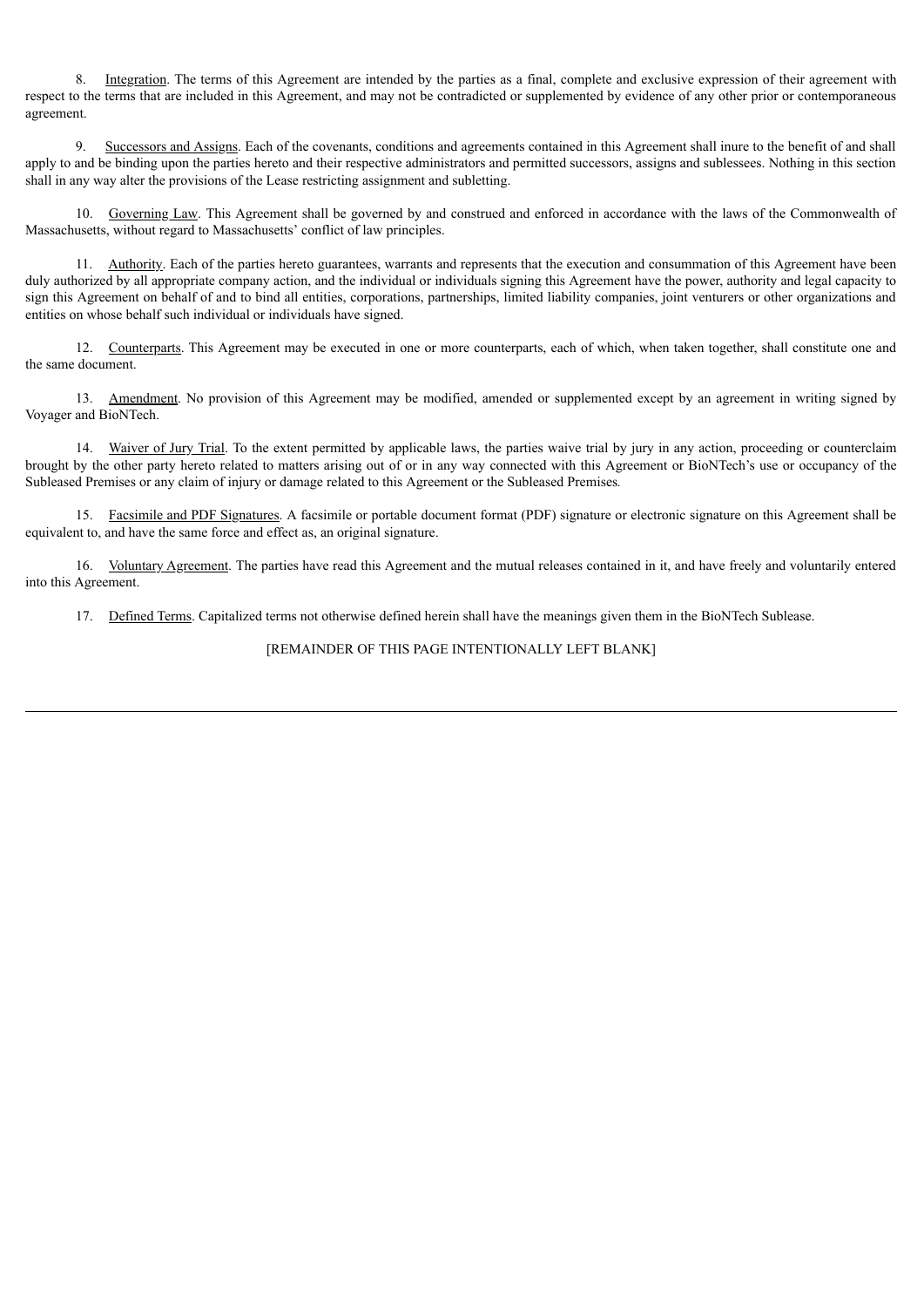8. Integration. The terms of this Agreement are intended by the parties as a final, complete and exclusive expression of their agreement with respect to the terms that are included in this Agreement, and may not be contradicted or supplemented by evidence of any other prior or contemporaneous agreement.

9. Successors and Assigns. Each of the covenants, conditions and agreements contained in this Agreement shall inure to the benefit of and shall apply to and be binding upon the parties hereto and their respective administrators and permitted successors, assigns and sublessees. Nothing in this section shall in any way alter the provisions of the Lease restricting assignment and subletting.

10. Governing Law. This Agreement shall be governed by and construed and enforced in accordance with the laws of the Commonwealth of Massachusetts, without regard to Massachusetts' conflict of law principles.

11. Authority. Each of the parties hereto guarantees, warrants and represents that the execution and consummation of this Agreement have been duly authorized by all appropriate company action, and the individual or individuals signing this Agreement have the power, authority and legal capacity to sign this Agreement on behalf of and to bind all entities, corporations, partnerships, limited liability companies, joint venturers or other organizations and entities on whose behalf such individual or individuals have signed.

12. Counterparts. This Agreement may be executed in one or more counterparts, each of which, when taken together, shall constitute one and the same document.

13. Amendment. No provision of this Agreement may be modified, amended or supplemented except by an agreement in writing signed by Voyager and BioNTech.

14. Waiver of Jury Trial. To the extent permitted by applicable laws, the parties waive trial by jury in any action, proceeding or counterclaim brought by the other party hereto related to matters arising out of or in any way connected with this Agreement or BioNTech's use or occupancy of the Subleased Premises or any claim of injury or damage related to this Agreement or the Subleased Premises.

15. Facsimile and PDF Signatures. A facsimile or portable document format (PDF) signature or electronic signature on this Agreement shall be equivalent to, and have the same force and effect as, an original signature.

16. Voluntary Agreement. The parties have read this Agreement and the mutual releases contained in it, and have freely and voluntarily entered into this Agreement.

17. Defined Terms. Capitalized terms not otherwise defined herein shall have the meanings given them in the BioNTech Sublease.

[REMAINDER OF THIS PAGE INTENTIONALLY LEFT BLANK]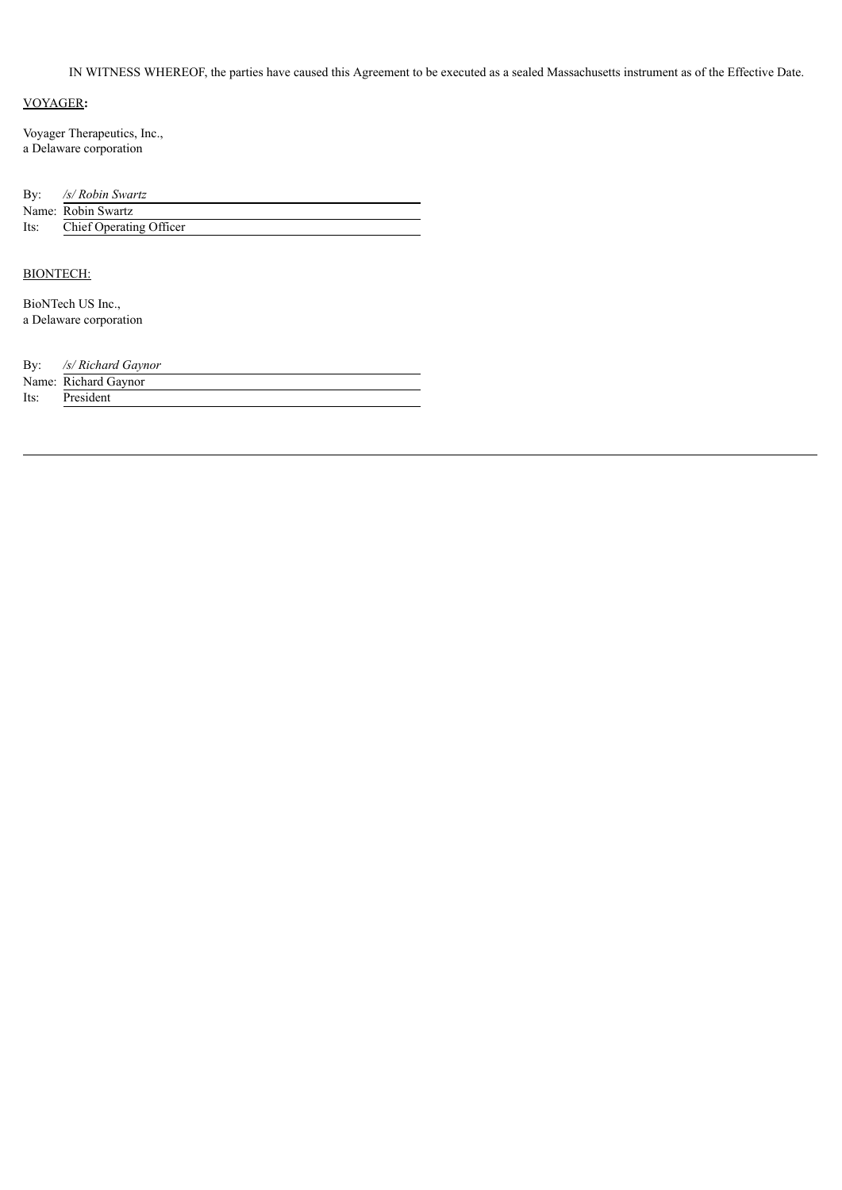IN WITNESS WHEREOF, the parties have caused this Agreement to be executed as a sealed Massachusetts instrument as of the Effective Date.

VOYAGER**:**

Voyager Therapeutics, Inc.,
a Delaware corporation

By: */s/ Robin Swartz*
Name: Robin Swartz
Its: Chief Operating Officer

BIONTECH:

BioNTech US Inc.,
a Delaware corporation

By: */s/ Richard Gaynor*
Name: Richard Gaynor
Its: President